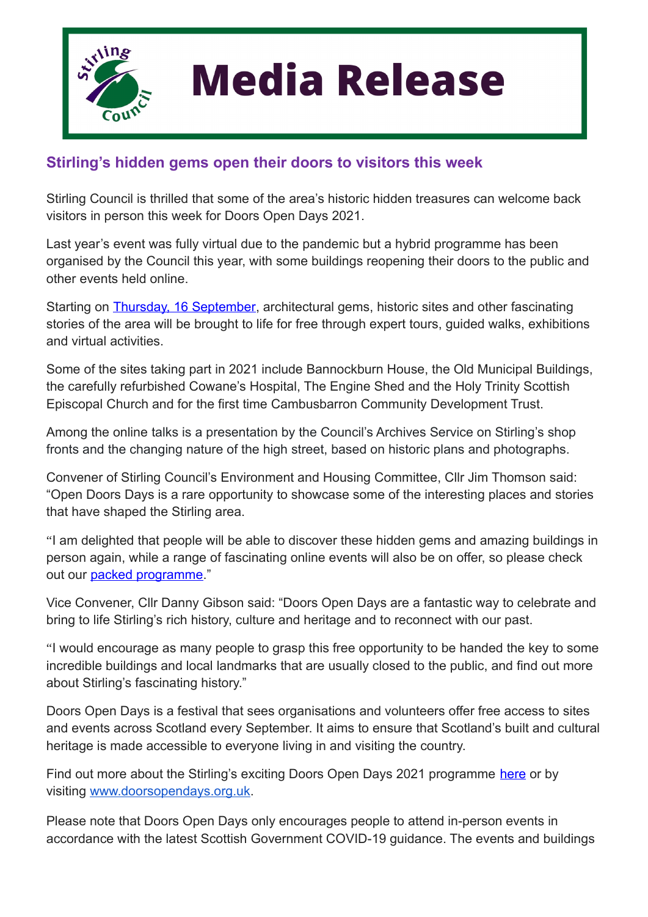# Media Release

## Stirling's hidden gems open their doors to visitors this week

Stirling Council is thrilled that some of the area's historic hidden treasures can welcome back visitors in person this week for Doors Open Days 2021.

Last year's event was fully virtual due to the pandemic but a hybrid programme has been organised by the Council this year, with some buildings reopening their doors to the public and other events held online.

Starting on Thursday, 16 September, architectural gems, historic sites and other fascinating stories of the area will be brought to life for free through expert tours, guided walks, exhibitions and virtual activities.

Some of the sites taking part in 2021 include Bannockburn House, the Old Municipal Buildings, the carefully refurbished Cowane's Hospital, The Engine Shed and the Holy Trinity Scottish Episcopal Church and for the first time Cambusbarron Community Development Trust.

Among the online talks is a presentation by the Council's Archives Service on Stirling's shop fronts and the changing nature of the high street, based on historic plans and photographs.

Convener of Stirling Council's Environment and Housing Committee, Cllr Jim Thomson said: "Open Doors Days is a rare opportunity to showcase some of the interesting places and stories that have shaped the Stirling area.

"I am delighted that people will be able to discover these hidden gems and amazing buildings in person again, while a range of fascinating online events will also be on offer, so please check out our packed programme."

Vice Convener, Cllr Danny Gibson said: "Doors Open Days are a fantastic way to celebrate and bring to life Stirling's rich history, culture and heritage and to reconnect with our past.

"I would encourage as many people to grasp this free opportunity to be handed the key to some incredible buildings and local landmarks that are usually closed to the public, and find out more about Stirling's fascinating history."

Doors Open Days is a festival that sees organisations and volunteers offer free access to sites and events across Scotland every September. It aims to ensure that Scotland's built and cultural heritage is made accessible to everyone living in and visiting the country.

Find out more about the Stirling's exciting Doors Open Days 2021 programme here or by visiting www.doorsopendays.org.uk.

Please note that Doors Open Days only encourages people to attend in-person events in accordance with the latest Scottish Government COVID-19 guidance. The events and buildings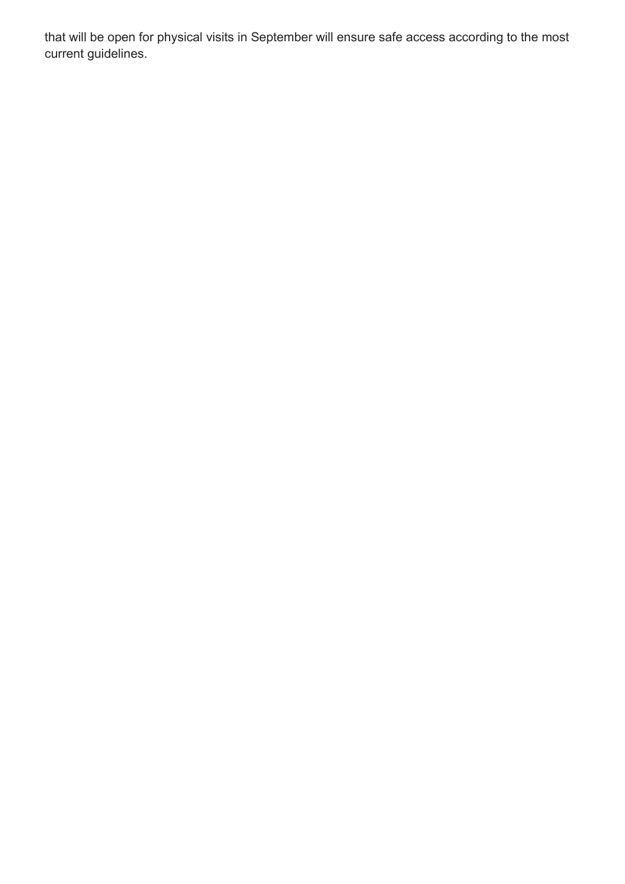that will be open for physical visits in September will ensure safe access according to the most current guidelines.